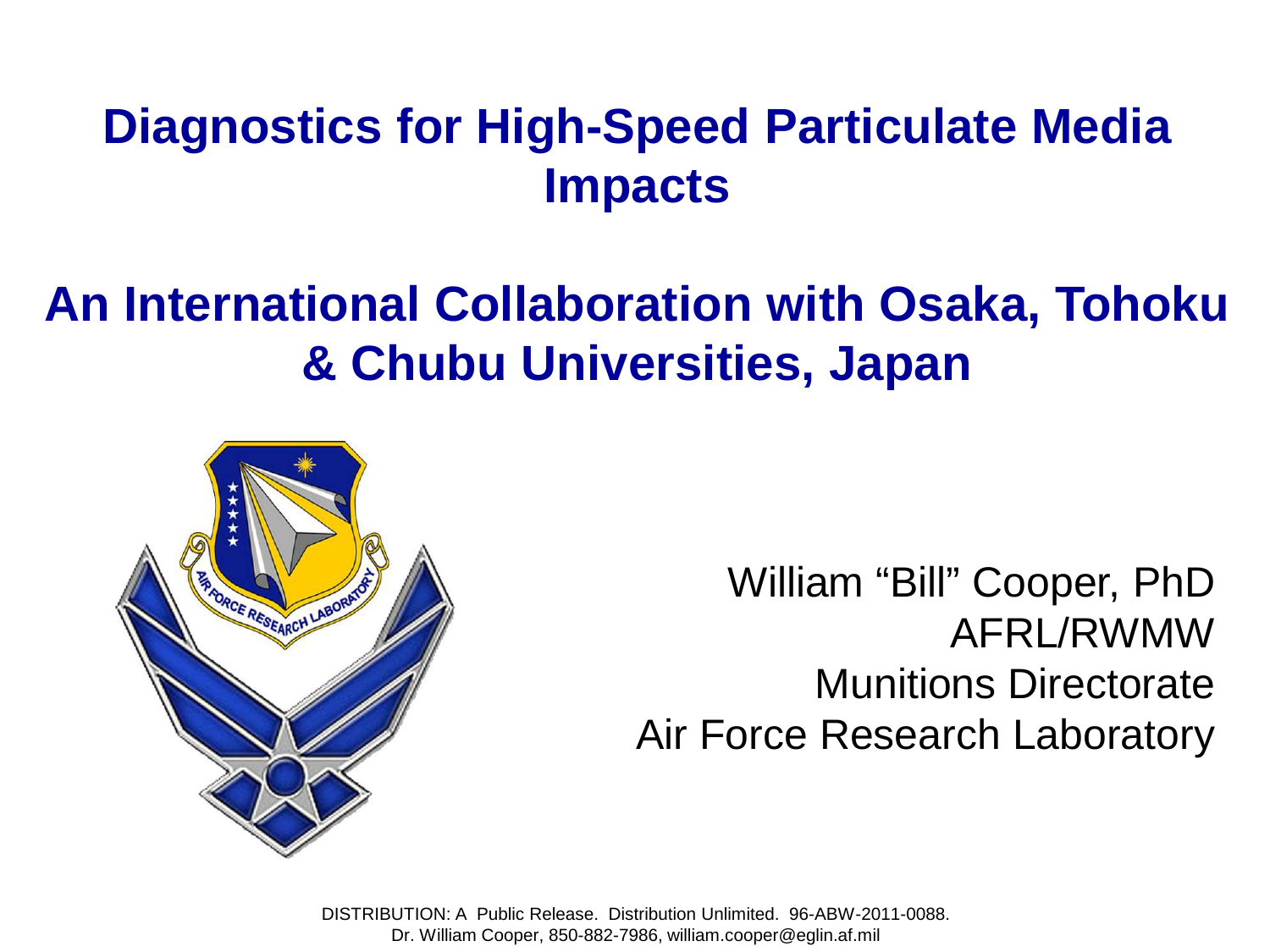# Diagnostics for High-Speed Particulate Media Impacts

## An International Collaboration with Osaka, Tohoku & Chubu Universities, Japan

William "Bill" Cooper, PhD
AFRL/RWMW
Munitions Directorate
Air Force Research Laboratory

DISTRIBUTION: A Public Release. Distribution Unlimited. 96-ABW-2011-0088.
Dr. William Cooper, 850-882-7986, william.cooper@eglin.af.mil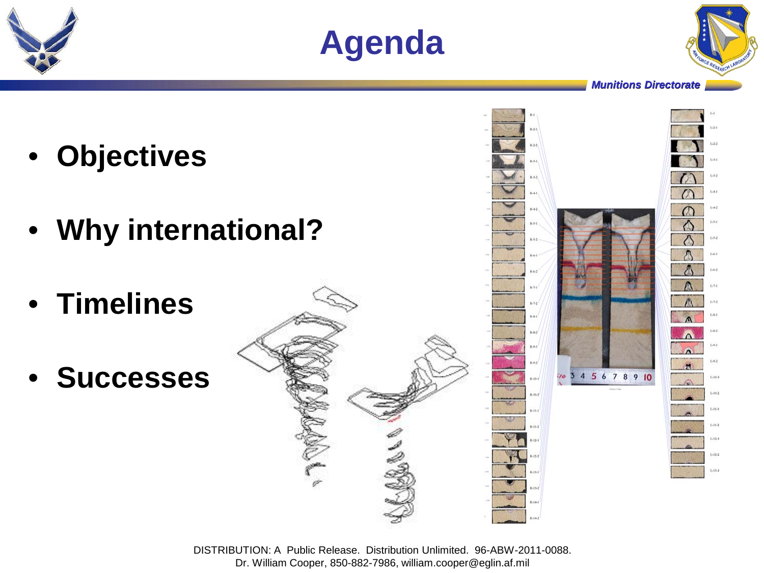# Agenda

- **Objectives**
- **Why international?**
- **Timelines**
- **Successes**

DISTRIBUTION: A Public Release. Distribution Unlimited. 96-ABW-2011-0088.
Dr. William Cooper, 850-882-7986, william.cooper@eglin.af.mil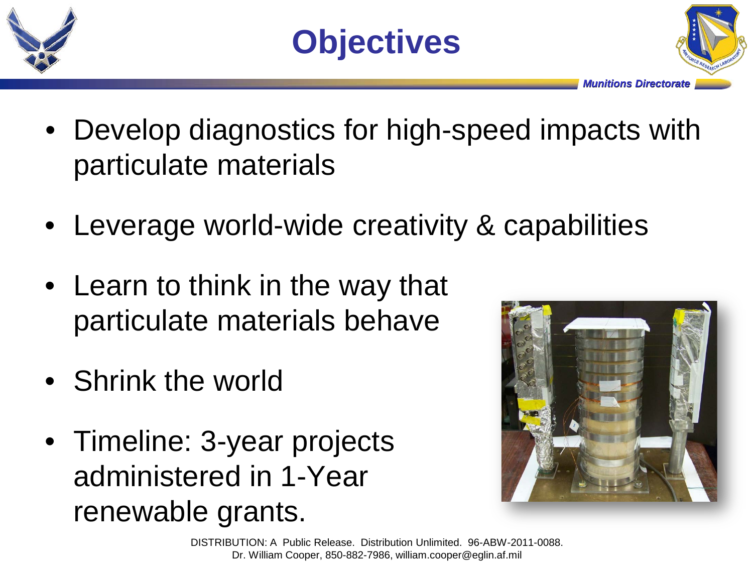# Objectives

*Munitions Directorate*

- Develop diagnostics for high-speed impacts with particulate materials
- Leverage world-wide creativity & capabilities
- Learn to think in the way that particulate materials behave
- Shrink the world
- Timeline: 3-year projects administered in 1-Year renewable grants.

DISTRIBUTION: A Public Release. Distribution Unlimited. 96-ABW-2011-0088.
Dr. William Cooper, 850-882-7986, william.cooper@eglin.af.mil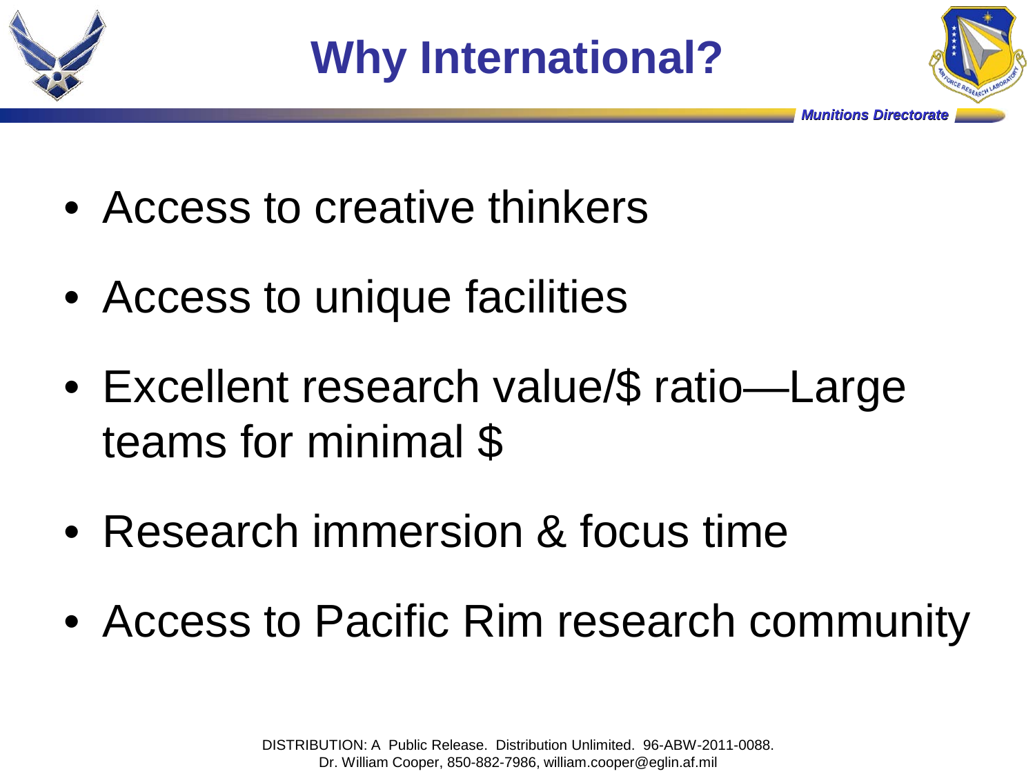# Why International?

- Access to creative thinkers
- Access to unique facilities
- Excellent research value/$ ratio—Large teams for minimal $
- Research immersion & focus time
- Access to Pacific Rim research community

DISTRIBUTION: A Public Release. Distribution Unlimited. 96-ABW-2011-0088.
Dr. William Cooper, 850-882-7986, william.cooper@eglin.af.mil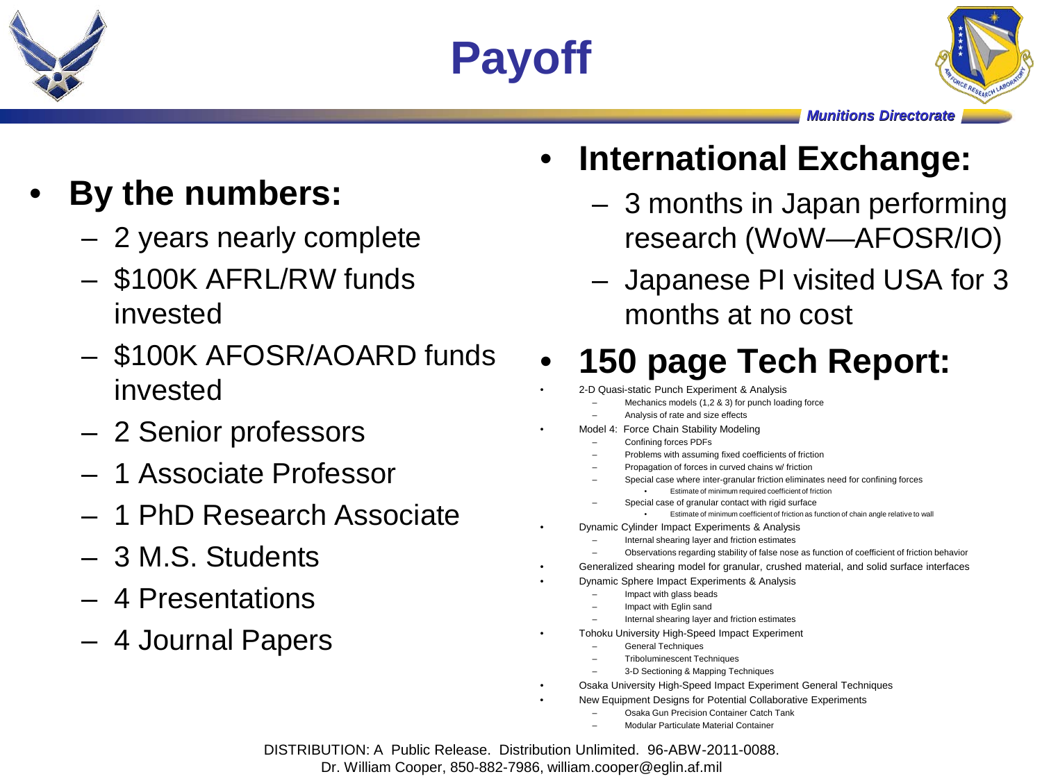# Payoff

*Munitions Directorate*

- **By the numbers:**
  - 2 years nearly complete
  - $100K AFRL/RW funds invested
  - $100K AFOSR/AOARD funds invested
  - 2 Senior professors
  - 1 Associate Professor
  - 1 PhD Research Associate
  - 3 M.S. Students
  - 4 Presentations
  - 4 Journal Papers

- **International Exchange:**
  - 3 months in Japan performing research (WoW—AFOSR/IO)
  - Japanese PI visited USA for 3 months at no cost

- **150 page Tech Report:**
  - 2-D Quasi-static Punch Experiment & Analysis
    - Mechanics models (1,2 & 3) for punch loading force
    - Analysis of rate and size effects
  - Model 4: Force Chain Stability Modeling
    - Confining forces PDFs
    - Problems with assuming fixed coefficients of friction
    - Propagation of forces in curved chains w/ friction
    - Special case where inter-granular friction eliminates need for confining forces
      - Estimate of minimum required coefficient of friction
    - Special case of granular contact with rigid surface
      - Estimate of minimum coefficient of friction as function of chain angle relative to wall
  - Dynamic Cylinder Impact Experiments & Analysis
    - Internal shearing layer and friction estimates
    - Observations regarding stability of false nose as function of coefficient of friction behavior
  - Generalized shearing model for granular, crushed material, and solid surface interfaces
  - Dynamic Sphere Impact Experiments & Analysis
    - Impact with glass beads
    - Impact with Eglin sand
    - Internal shearing layer and friction estimates
  - Tohoku University High-Speed Impact Experiment
    - General Techniques
    - Triboluminescent Techniques
    - 3-D Sectioning & Mapping Techniques
  - Osaka University High-Speed Impact Experiment General Techniques
  - New Equipment Designs for Potential Collaborative Experiments
    - Osaka Gun Precision Container Catch Tank
    - Modular Particulate Material Container

DISTRIBUTION: A Public Release. Distribution Unlimited. 96-ABW-2011-0088.
Dr. William Cooper, 850-882-7986, william.cooper@eglin.af.mil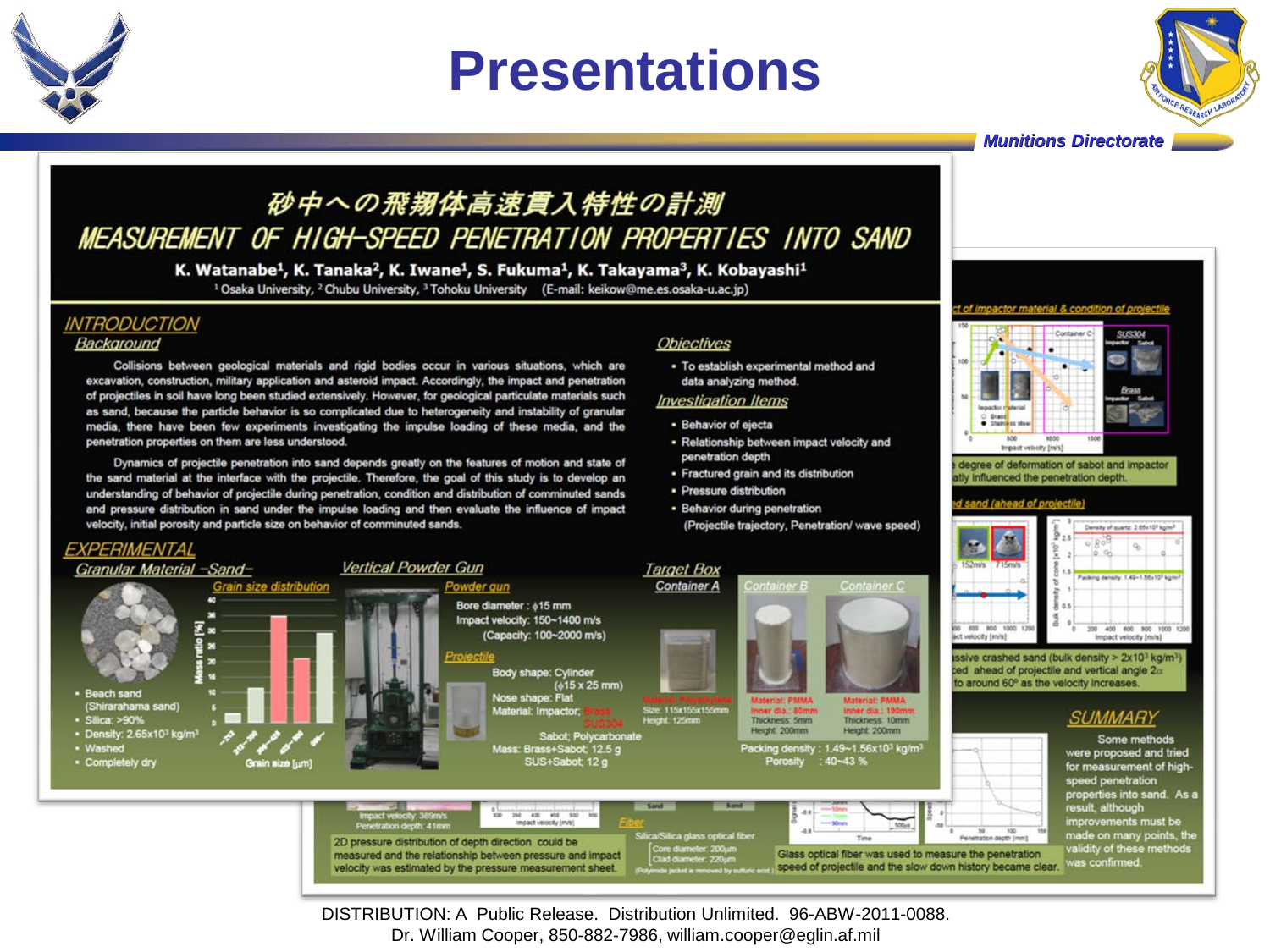# Presentations

Munitions Directorate

## 砂中への飛翔体高速貫入特性の計測

## MEASUREMENT OF HIGH-SPEED PENETRATION PROPERTIES INTO SAND

**K. Watanabe[1], K. Tanaka[2], K. Iwane[1], S. Fukuma[1], K. Takayama[3], K. Kobayashi[1]**

[1] Osaka University, [2] Chubu University, [3] Tohoku University (E-mail: keikow@me.es.osaka-u.ac.jp)

### INTRODUCTION

#### Background

Collisions between geological materials and rigid bodies occur in various situations, which are excavation, construction, military application and asteroid impact. Accordingly, the impact and penetration of projectiles in soil have long been studied extensively. However, for geological particulate materials such as sand, because the particle behavior is so complicated due to heterogeneity and instability of granular media, there have been few experiments investigating the impulse loading of these media, and the penetration properties on them are less understood.

Dynamics of projectile penetration into sand depends greatly on the features of motion and state of the sand material at the interface with the projectile. Therefore, the goal of this study is to develop an understanding of behavior of projectile during penetration, condition and distribution of comminuted sands and pressure distribution in sand under the impulse loading and then evaluate the influence of impact velocity, initial porosity and particle size on behavior of comminuted sands.

#### Objectives

- To establish experimental method and data analyzing method.

#### Investigation Items

- Behavior of ejecta
- Relationship between impact velocity and penetration depth
- Fractured grain and its distribution
- Pressure distribution
- Behavior during penetration (Projectile trajectory, Penetration/ wave speed)

### EXPERIMENTAL

#### Granular Material -Sand-

Grain size distribution

- Beach sand (Shirarahama sand)
- Silica: >90%
- Density: $2.65 \times 10^3$ kg/m$^3$
- Washed
- Completely dry

#### Vertical Powder Gun

Powder gun

Bore diameter: ϕ15 mm
Impact velocity: 150~1400 m/s
(Capacity: 100~2000 m/s)

Projectile

Body shape: Cylinder (ϕ15 x 25 mm)
Nose shape: Flat
Material: Impactor; Brass, SUS304
Sabot; Polycarbonate
Mass: Brass+Sabot; 12.5 g
SUS+Sabot; 12 g

#### Target Box

| Container A | Container B | Container C |
|---|---|---|
| Material: Polyethylene | Material: PMMA | Material: PMMA |
| Size: 115x155x155mm | Inner dia.: 80mm | Inner dia.: 190mm |
| Height: 125mm | Thickness: 5mm | Thickness: 10mm |
| | Height: 200mm | Height: 200mm |

Packing density: 1.49~$1.56 \times 10^3$ kg/m$^3$
Porosity: 40~43 %

...ct of impactor material & condition of projectile

...degree of deformation of sabot and impactor ...atly influenced the penetration depth.

...d sand (ahead of projectile)

...ssive crashed sand (bulk density > $2 \times 10^3$ kg/m$^3$) ...ed ahead of projectile and vertical angle 2α to around 60° as the velocity increases.

Impact velocity: 389m/s
Penetration depth: 41mm

2D pressure distribution of depth direction could be measured and the relationship between pressure and impact velocity was estimated by the pressure measurement sheet.

Fiber

Silica/Silica glass optical fiber
Core diameter: 200μm
Clad diameter: 220μm
(Polyimide jacket is removed by sulfuric acid)

Glass optical fiber was used to measure the penetration speed of projectile and the slow down history became clear.

### SUMMARY

Some methods were proposed and tried for measurement of high-speed penetration properties into sand. As a result, although improvements must be made on many points, the validity of these methods was confirmed.

DISTRIBUTION: A Public Release. Distribution Unlimited. 96-ABW-2011-0088.
Dr. William Cooper, 850-882-7986, william.cooper@eglin.af.mil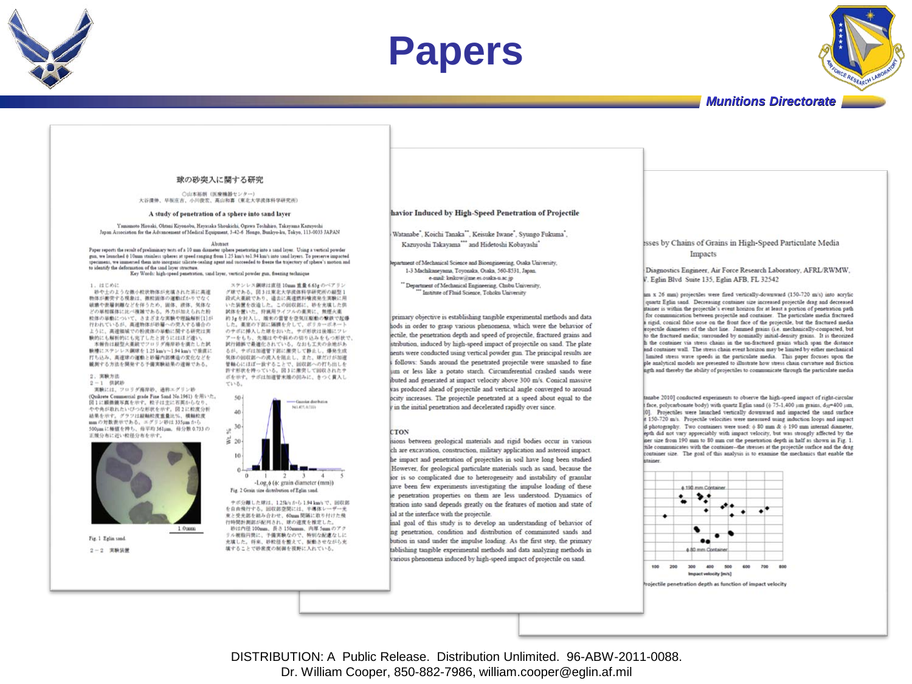# Papers

Munitions Directorate

DISTRIBUTION: A Public Release. Distribution Unlimited. 96-ABW-2011-0088.
Dr. William Cooper, 850-882-7986, william.cooper@eglin.af.mil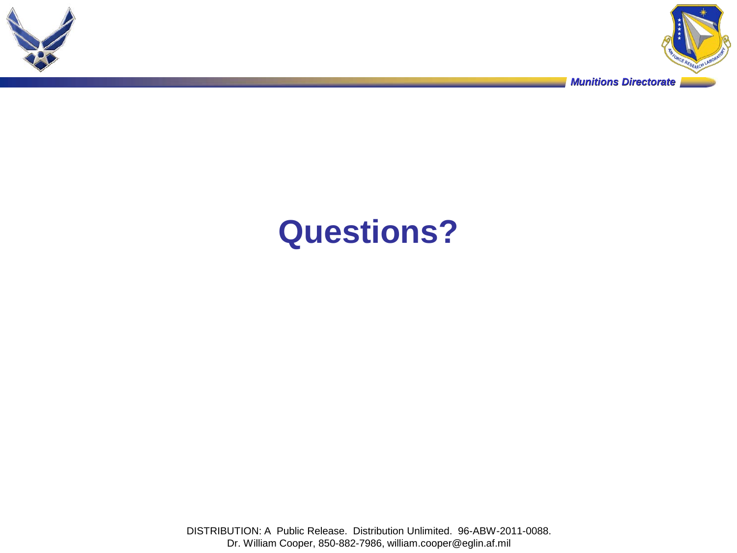# Questions?

DISTRIBUTION: A Public Release. Distribution Unlimited. 96-ABW-2011-0088.
Dr. William Cooper, 850-882-7986, william.cooper@eglin.af.mil